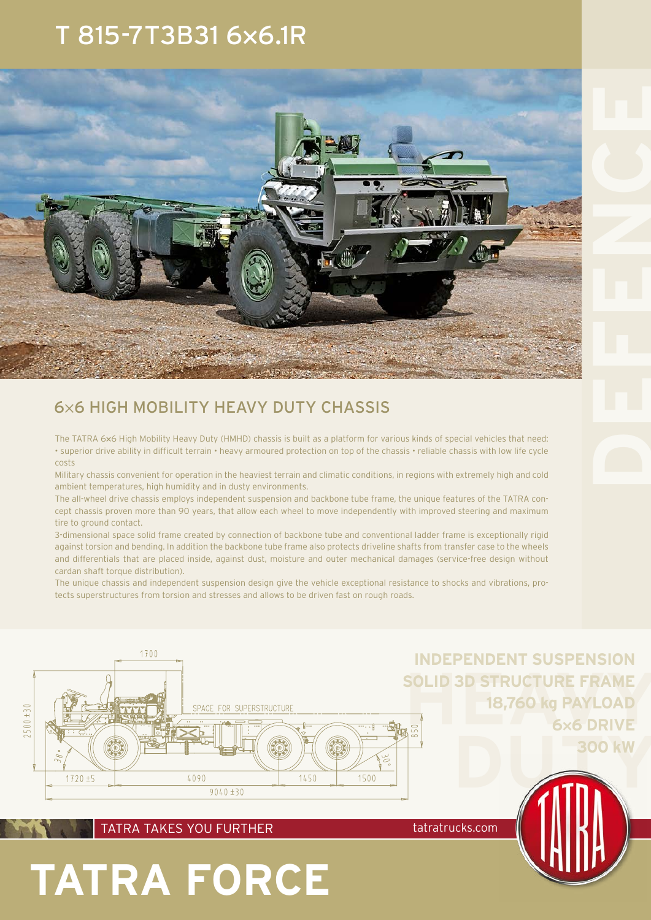# T 815-7T3B31 6x6.1R

## 6x6 HIGH MOBILITY HEAVY DUTY CHASSIS

The TATRA 6x6 High Mobility Heavy Duty (HMHD) chassis is built as a platform for various kinds of special vehicles that need: • superior drive ability in difficult terrain • heavy armoured protection on top of the chassis • reliable chassis with low life cycle costs

Military chassis convenient for operation in the heaviest terrain and climatic conditions, in regions with extremely high and cold ambient temperatures, high humidity and in dusty environments.

The all-wheel drive chassis employs independent suspension and backbone tube frame, the unique features of the TATRA concept chassis proven more than 90 years, that allow each wheel to move independently with improved steering and maximum tire to ground contact.

3-dimensional space solid frame created by connection of backbone tube and conventional ladder frame is exceptionally rigid against torsion and bending. In addition the backbone tube frame also protects driveline shafts from transfer case to the wheels and differentials that are placed inside, against dust, moisture and outer mechanical damages (service-free design without cardan shaft torque distribution).

The unique chassis and independent suspension design give the vehicle exceptional resistance to shocks and vibrations, protects superstructures from torsion and stresses and allows to be driven fast on rough roads.

**INDEPENDENT SUSPENSION**
**SOLID 3D STRUCTURE FRAME**
**18,760 kg PAYLOAD**
**6x6 DRIVE**
**300 kW**

TATRA TAKES YOU FURTHER

tatratrucks.com

# TATRA FORCE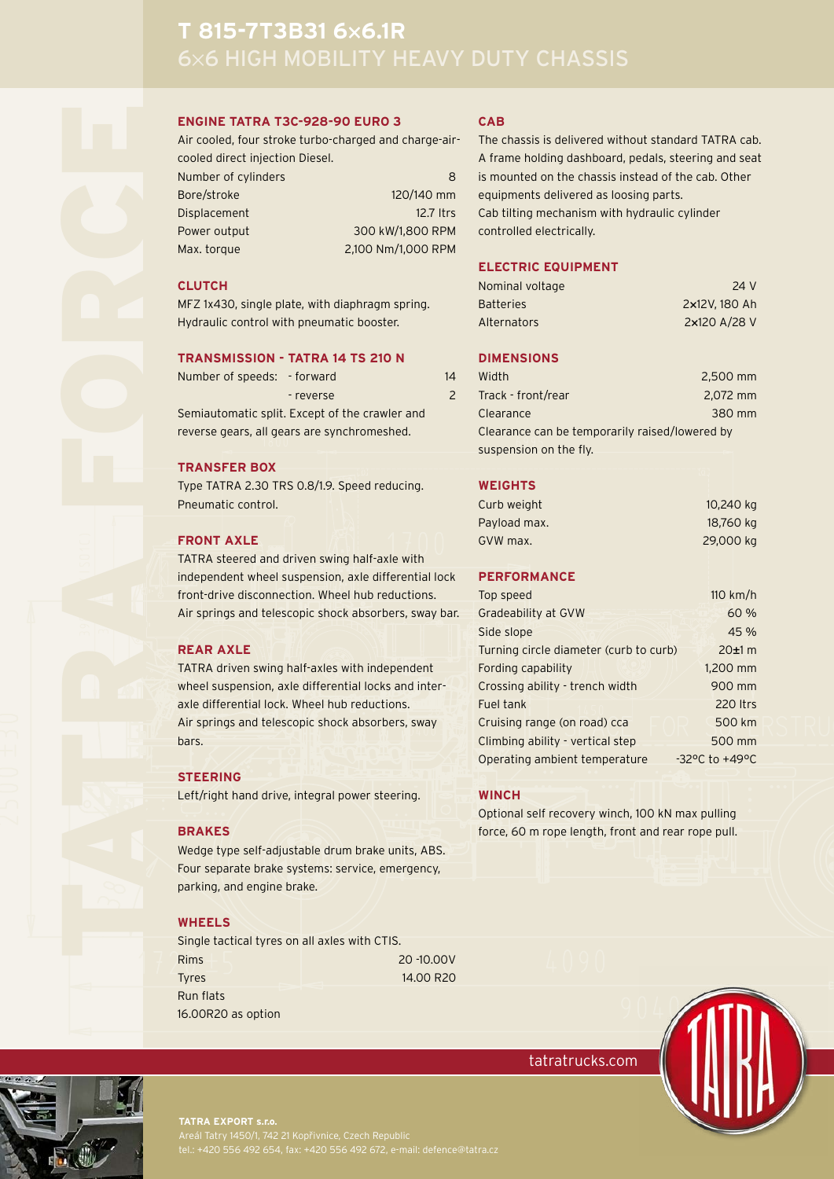# T 815-7T3B31 6×6.1R

## 6×6 HIGH MOBILITY HEAVY DUTY CHASSIS

### ENGINE TATRA T3C-928-90 EURO 3

Air cooled, four stroke turbo-charged and charge-air-cooled direct injection Diesel.

| | |
|---|---|
| Number of cylinders | 8 |
| Bore/stroke | 120/140 mm |
| Displacement | 12.7 ltrs |
| Power output | 300 kW/1,800 RPM |
| Max. torque | 2,100 Nm/1,000 RPM |

### CLUTCH

MFZ 1x430, single plate, with diaphragm spring. Hydraulic control with pneumatic booster.

### TRANSMISSION - TATRA 14 TS 210 N

| | | |
|---|---|---|
| Number of speeds: | - forward | 14 |
| | - reverse | 2 |

Semiautomatic split. Except of the crawler and reverse gears, all gears are synchromeshed.

### TRANSFER BOX

Type TATRA 2.30 TRS 0.8/1.9. Speed reducing. Pneumatic control.

### FRONT AXLE

TATRA steered and driven swing half-axle with independent wheel suspension, axle differential lock front-drive disconnection. Wheel hub reductions. Air springs and telescopic shock absorbers, sway bar.

### REAR AXLE

TATRA driven swing half-axles with independent wheel suspension, axle differential locks and inter-axle differential lock. Wheel hub reductions. Air springs and telescopic shock absorbers, sway bars.

### STEERING

Left/right hand drive, integral power steering.

### BRAKES

Wedge type self-adjustable drum brake units, ABS. Four separate brake systems: service, emergency, parking, and engine brake.

### WHEELS

Single tactical tyres on all axles with CTIS.

| | |
|---|---|
| Rims | 20 -10.00V |
| Tyres | 14.00 R20 |

Run flats

16.00R20 as option

### CAB

The chassis is delivered without standard TATRA cab. A frame holding dashboard, pedals, steering and seat is mounted on the chassis instead of the cab. Other equipments delivered as loosing parts.

Cab tilting mechanism with hydraulic cylinder controlled electrically.

### ELECTRIC EQUIPMENT

| | |
|---|---|
| Nominal voltage | 24 V |
| Batteries | 2×12V, 180 Ah |
| Alternators | 2×120 A/28 V |

### DIMENSIONS

| | |
|---|---|
| Width | 2,500 mm |
| Track - front/rear | 2,072 mm |
| Clearance | 380 mm |

Clearance can be temporarily raised/lowered by suspension on the fly.

### WEIGHTS

| | |
|---|---|
| Curb weight | 10,240 kg |
| Payload max. | 18,760 kg |
| GVW max. | 29,000 kg |

### PERFORMANCE

| | |
|---|---|
| Top speed | 110 km/h |
| Gradeability at GVW | 60 % |
| Side slope | 45 % |
| Turning circle diameter (curb to curb) | 20±1 m |
| Fording capability | 1,200 mm |
| Crossing ability - trench width | 900 mm |
| Fuel tank | 220 ltrs |
| Cruising range (on road) cca | 500 km |
| Climbing ability - vertical step | 500 mm |
| Operating ambient temperature | -32°C to +49°C |

### WINCH

Optional self recovery winch, 100 kN max pulling force, 60 m rope length, front and rear rope pull.

tatratrucks.com

**TATRA EXPORT s.r.o.**
Areál Tatry 1450/1, 742 21 Kopřivnice, Czech Republic
tel.: +420 556 492 654, fax: +420 556 492 672, e-mail: defence@tatra.cz